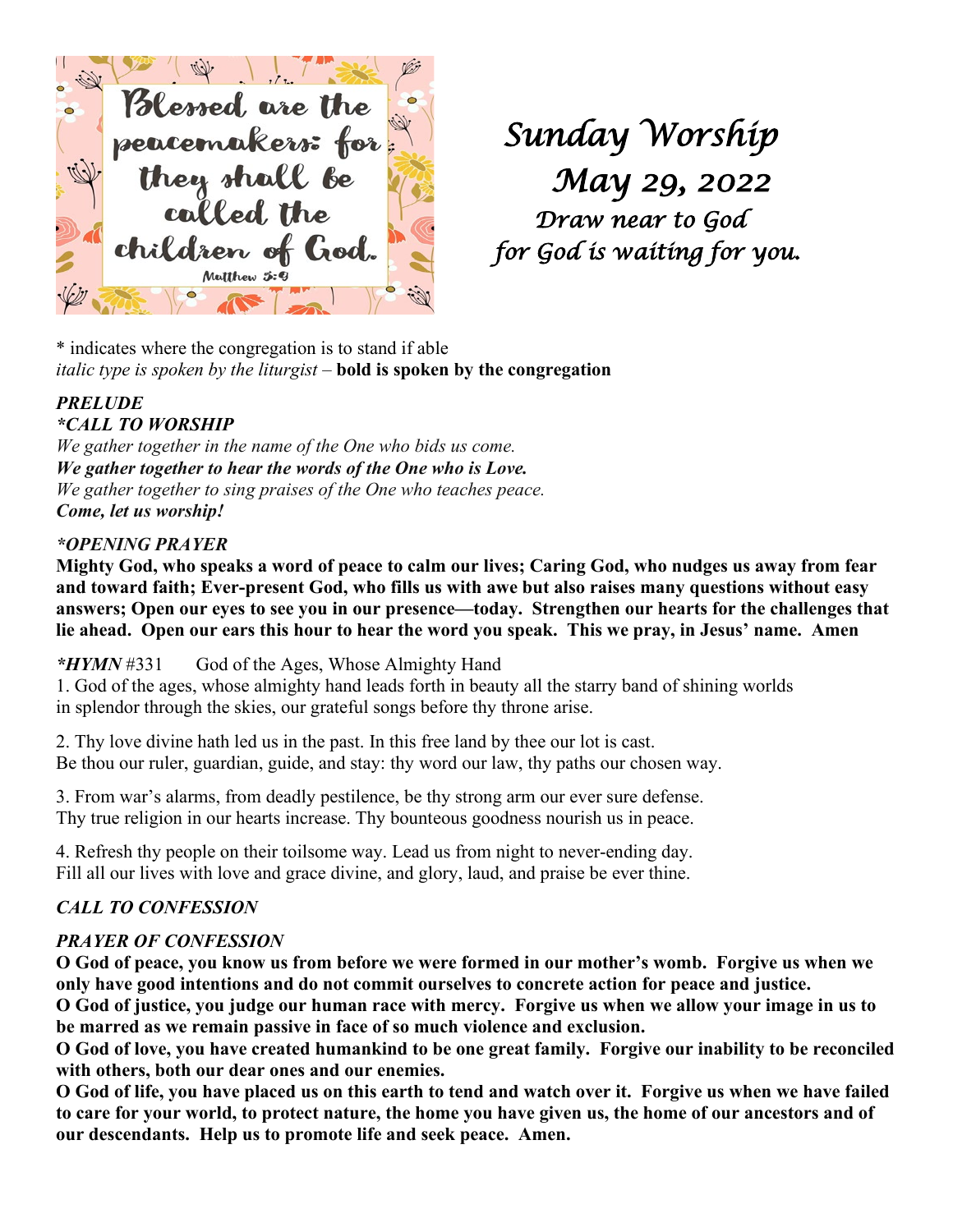Blessed are the peacemakers: for they shall be called the children of God.
Matthew 5:9

# *Sunday Worship*
## *May 29, 2022*
*Draw near to God*
*for God is waiting for you.*

\* indicates where the congregation is to stand if able
*italic type is spoken by the liturgist* – **bold is spoken by the congregation**

***PRELUDE***

***\*CALL TO WORSHIP***

*We gather together in the name of the One who bids us come.*
***We gather together to hear the words of the One who is Love.***
*We gather together to sing praises of the One who teaches peace.*
***Come, let us worship!***

***\*OPENING PRAYER***

**Mighty God, who speaks a word of peace to calm our lives; Caring God, who nudges us away from fear and toward faith; Ever-present God, who fills us with awe but also raises many questions without easy answers; Open our eyes to see you in our presence—today. Strengthen our hearts for the challenges that lie ahead. Open our ears this hour to hear the word you speak. This we pray, in Jesus' name. Amen**

***\*HYMN*** #331 God of the Ages, Whose Almighty Hand

1. God of the ages, whose almighty hand leads forth in beauty all the starry band of shining worlds in splendor through the skies, our grateful songs before thy throne arise.

2. Thy love divine hath led us in the past. In this free land by thee our lot is cast. Be thou our ruler, guardian, guide, and stay: thy word our law, thy paths our chosen way.

3. From war's alarms, from deadly pestilence, be thy strong arm our ever sure defense. Thy true religion in our hearts increase. Thy bounteous goodness nourish us in peace.

4. Refresh thy people on their toilsome way. Lead us from night to never-ending day. Fill all our lives with love and grace divine, and glory, laud, and praise be ever thine.

***CALL TO CONFESSION***

***PRAYER OF CONFESSION***

**O God of peace, you know us from before we were formed in our mother's womb. Forgive us when we only have good intentions and do not commit ourselves to concrete action for peace and justice.**
**O God of justice, you judge our human race with mercy. Forgive us when we allow your image in us to be marred as we remain passive in face of so much violence and exclusion.**
**O God of love, you have created humankind to be one great family. Forgive our inability to be reconciled with others, both our dear ones and our enemies.**
**O God of life, you have placed us on this earth to tend and watch over it. Forgive us when we have failed to care for your world, to protect nature, the home you have given us, the home of our ancestors and of our descendants. Help us to promote life and seek peace. Amen.**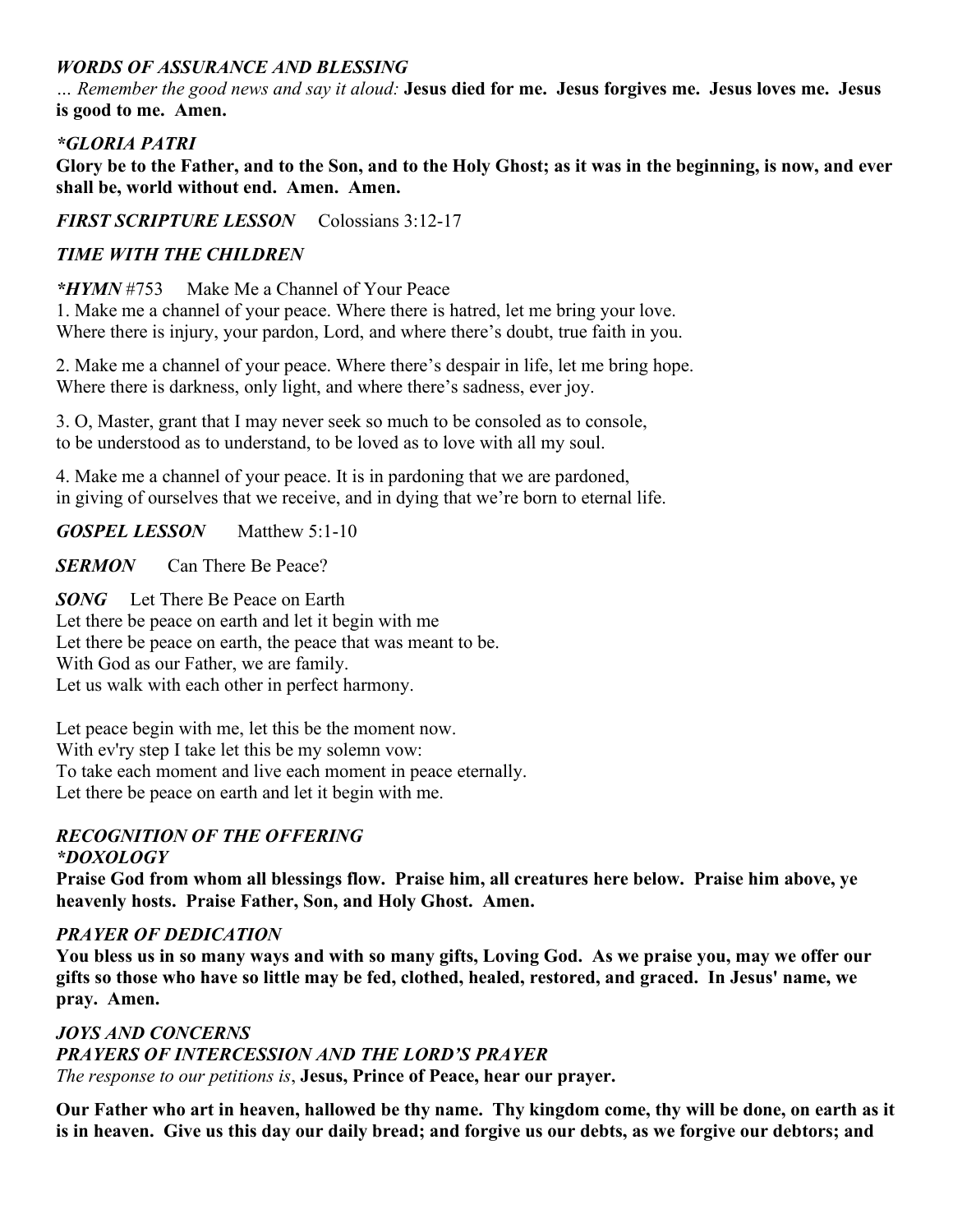***WORDS OF ASSURANCE AND BLESSING***

*… Remember the good news and say it aloud:* **Jesus died for me. Jesus forgives me. Jesus loves me. Jesus is good to me. Amen.**

***\*GLORIA PATRI***

**Glory be to the Father, and to the Son, and to the Holy Ghost; as it was in the beginning, is now, and ever shall be, world without end. Amen. Amen.**

***FIRST SCRIPTURE LESSON*** Colossians 3:12-17

***TIME WITH THE CHILDREN***

***\*HYMN*** #753 Make Me a Channel of Your Peace

1. Make me a channel of your peace. Where there is hatred, let me bring your love.
Where there is injury, your pardon, Lord, and where there's doubt, true faith in you.

2. Make me a channel of your peace. Where there's despair in life, let me bring hope.
Where there is darkness, only light, and where there's sadness, ever joy.

3. O, Master, grant that I may never seek so much to be consoled as to console,
to be understood as to understand, to be loved as to love with all my soul.

4. Make me a channel of your peace. It is in pardoning that we are pardoned,
in giving of ourselves that we receive, and in dying that we're born to eternal life.

***GOSPEL LESSON*** Matthew 5:1-10

***SERMON*** Can There Be Peace?

***SONG*** Let There Be Peace on Earth

Let there be peace on earth and let it begin with me
Let there be peace on earth, the peace that was meant to be.
With God as our Father, we are family.
Let us walk with each other in perfect harmony.

Let peace begin with me, let this be the moment now.
With ev'ry step I take let this be my solemn vow:
To take each moment and live each moment in peace eternally.
Let there be peace on earth and let it begin with me.

***RECOGNITION OF THE OFFERING***

***\*DOXOLOGY***

**Praise God from whom all blessings flow. Praise him, all creatures here below. Praise him above, ye heavenly hosts. Praise Father, Son, and Holy Ghost. Amen.**

***PRAYER OF DEDICATION***

**You bless us in so many ways and with so many gifts, Loving God. As we praise you, may we offer our gifts so those who have so little may be fed, clothed, healed, restored, and graced. In Jesus' name, we pray. Amen.**

***JOYS AND CONCERNS***

***PRAYERS OF INTERCESSION AND THE LORD'S PRAYER***

*The response to our petitions is*, **Jesus, Prince of Peace, hear our prayer.**

**Our Father who art in heaven, hallowed be thy name. Thy kingdom come, thy will be done, on earth as it is in heaven. Give us this day our daily bread; and forgive us our debts, as we forgive our debtors; and**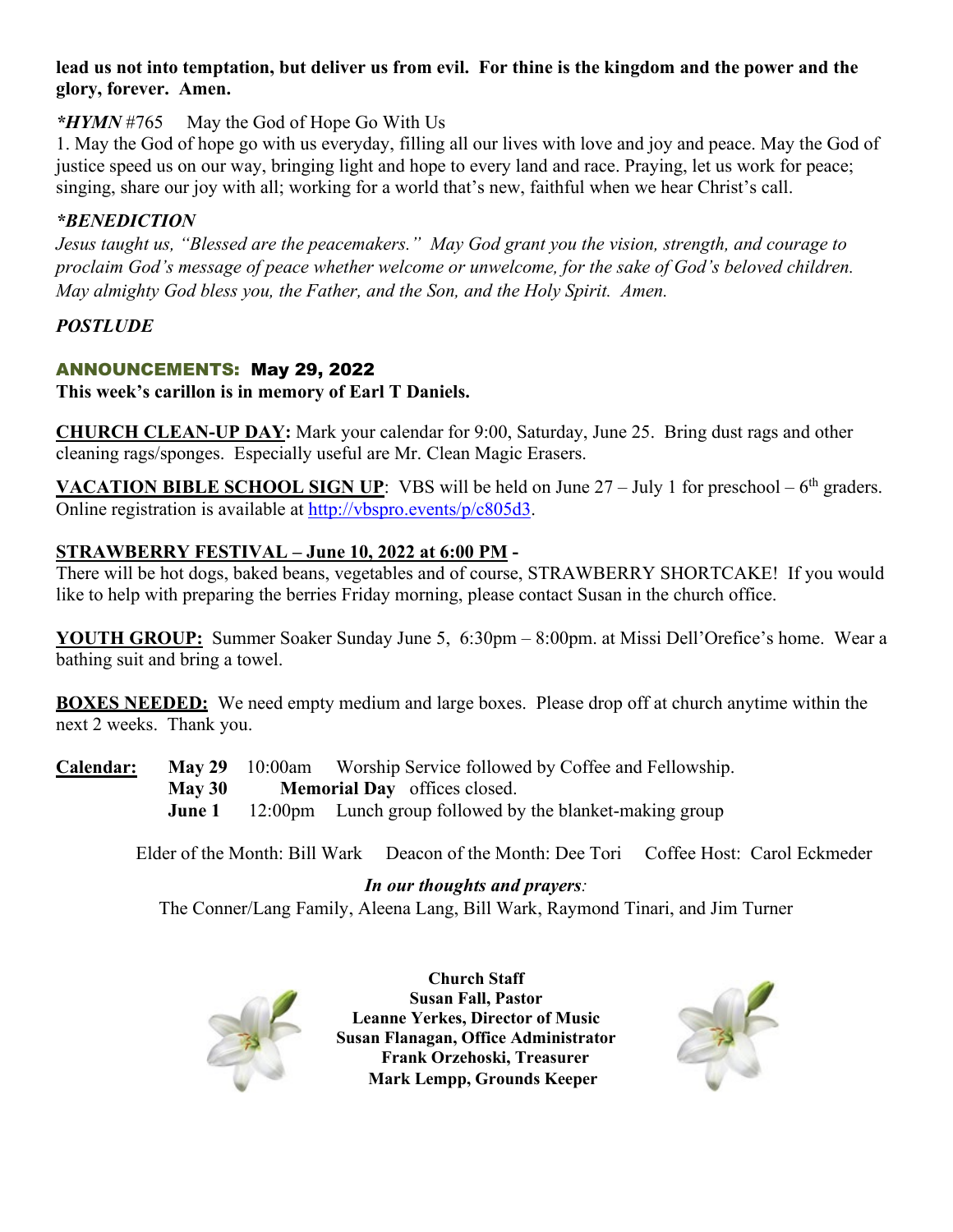**lead us not into temptation, but deliver us from evil. For thine is the kingdom and the power and the glory, forever. Amen.**

***HYMN** #765 May the God of Hope Go With Us

1. May the God of hope go with us everyday, filling all our lives with love and joy and peace. May the God of justice speed us on our way, bringing light and hope to every land and race. Praying, let us work for peace; singing, share our joy with all; working for a world that's new, faithful when we hear Christ's call.

***BENEDICTION***

*Jesus taught us, "Blessed are the peacemakers." May God grant you the vision, strength, and courage to proclaim God's message of peace whether welcome or unwelcome, for the sake of God's beloved children. May almighty God bless you, the Father, and the Son, and the Holy Spirit. Amen.*

***POSTLUDE***

## ANNOUNCEMENTS: May 29, 2022

**This week's carillon is in memory of Earl T Daniels.**

**CHURCH CLEAN-UP DAY:** Mark your calendar for 9:00, Saturday, June 25. Bring dust rags and other cleaning rags/sponges. Especially useful are Mr. Clean Magic Erasers.

**VACATION BIBLE SCHOOL SIGN UP**: VBS will be held on June 27 – July 1 for preschool – 6th graders. Online registration is available at http://vbspro.events/p/c805d3.

**STRAWBERRY FESTIVAL – June 10, 2022 at 6:00 PM -**

There will be hot dogs, baked beans, vegetables and of course, STRAWBERRY SHORTCAKE! If you would like to help with preparing the berries Friday morning, please contact Susan in the church office.

**YOUTH GROUP:** Summer Soaker Sunday June 5, 6:30pm – 8:00pm. at Missi Dell'Orefice's home. Wear a bathing suit and bring a towel.

**BOXES NEEDED:** We need empty medium and large boxes. Please drop off at church anytime within the next 2 weeks. Thank you.

**Calendar:**

**May 29** 10:00am Worship Service followed by Coffee and Fellowship.
**May 30** **Memorial Day** offices closed.
**June 1** 12:00pm Lunch group followed by the blanket-making group

Elder of the Month: Bill Wark Deacon of the Month: Dee Tori Coffee Host: Carol Eckmeder

***In our thoughts and prayers:***

The Conner/Lang Family, Aleena Lang, Bill Wark, Raymond Tinari, and Jim Turner

**Church Staff**
**Susan Fall, Pastor**
**Leanne Yerkes, Director of Music**
**Susan Flanagan, Office Administrator**
**Frank Orzehoski, Treasurer**
**Mark Lempp, Grounds Keeper**